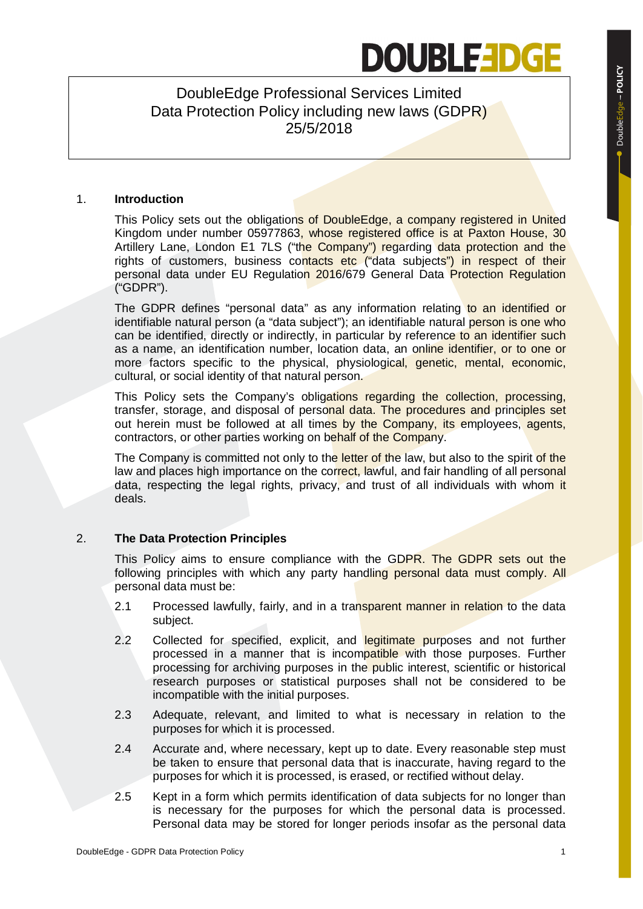DoubleEdge Professional Services Limited
Data Protection Policy including new laws (GDPR)
25/5/2018

## 1. Introduction

This Policy sets out the obligations of DoubleEdge, a company registered in United Kingdom under number 05977863, whose registered office is at Paxton House, 30 Artillery Lane, London E1 7LS ("the Company") regarding data protection and the rights of customers, business contacts etc ("data subjects") in respect of their personal data under EU Regulation 2016/679 General Data Protection Regulation ("GDPR").

The GDPR defines "personal data" as any information relating to an identified or identifiable natural person (a "data subject"); an identifiable natural person is one who can be identified, directly or indirectly, in particular by reference to an identifier such as a name, an identification number, location data, an online identifier, or to one or more factors specific to the physical, physiological, genetic, mental, economic, cultural, or social identity of that natural person.

This Policy sets the Company's obligations regarding the collection, processing, transfer, storage, and disposal of personal data. The procedures and principles set out herein must be followed at all times by the Company, its employees, agents, contractors, or other parties working on behalf of the Company.

The Company is committed not only to the letter of the law, but also to the spirit of the law and places high importance on the correct, lawful, and fair handling of all personal data, respecting the legal rights, privacy, and trust of all individuals with whom it deals.

## 2. The Data Protection Principles

This Policy aims to ensure compliance with the GDPR. The GDPR sets out the following principles with which any party handling personal data must comply. All personal data must be:

2.1 Processed lawfully, fairly, and in a transparent manner in relation to the data subject.

2.2 Collected for specified, explicit, and legitimate purposes and not further processed in a manner that is incompatible with those purposes. Further processing for archiving purposes in the public interest, scientific or historical research purposes or statistical purposes shall not be considered to be incompatible with the initial purposes.

2.3 Adequate, relevant, and limited to what is necessary in relation to the purposes for which it is processed.

2.4 Accurate and, where necessary, kept up to date. Every reasonable step must be taken to ensure that personal data that is inaccurate, having regard to the purposes for which it is processed, is erased, or rectified without delay.

2.5 Kept in a form which permits identification of data subjects for no longer than is necessary for the purposes for which the personal data is processed. Personal data may be stored for longer periods insofar as the personal data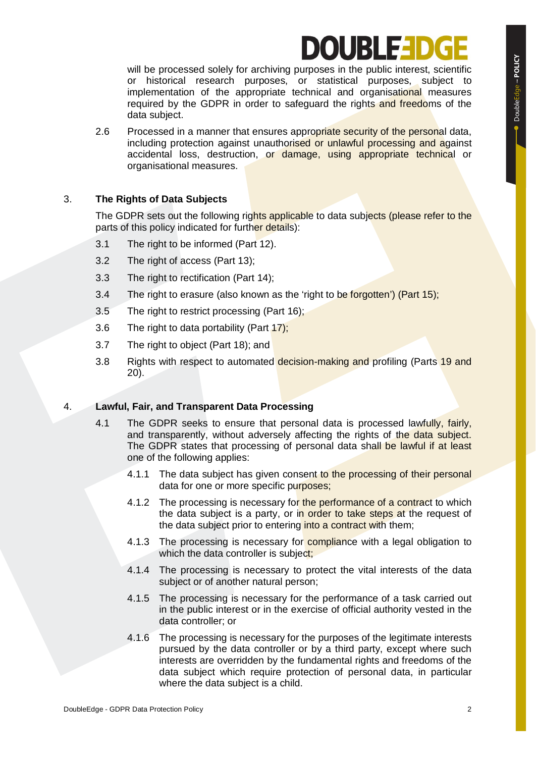will be processed solely for archiving purposes in the public interest, scientific or historical research purposes, or statistical purposes, subject to implementation of the appropriate technical and organisational measures required by the GDPR in order to safeguard the rights and freedoms of the data subject.

2.6 Processed in a manner that ensures appropriate security of the personal data, including protection against unauthorised or unlawful processing and against accidental loss, destruction, or damage, using appropriate technical or organisational measures.

## 3. The Rights of Data Subjects

The GDPR sets out the following rights applicable to data subjects (please refer to the parts of this policy indicated for further details):

3.1 The right to be informed (Part 12).

3.2 The right of access (Part 13);

3.3 The right to rectification (Part 14);

3.4 The right to erasure (also known as the 'right to be forgotten') (Part 15);

3.5 The right to restrict processing (Part 16);

3.6 The right to data portability (Part 17);

3.7 The right to object (Part 18); and

3.8 Rights with respect to automated decision-making and profiling (Parts 19 and 20).

## 4. Lawful, Fair, and Transparent Data Processing

4.1 The GDPR seeks to ensure that personal data is processed lawfully, fairly, and transparently, without adversely affecting the rights of the data subject. The GDPR states that processing of personal data shall be lawful if at least one of the following applies:

4.1.1 The data subject has given consent to the processing of their personal data for one or more specific purposes;

4.1.2 The processing is necessary for the performance of a contract to which the data subject is a party, or in order to take steps at the request of the data subject prior to entering into a contract with them;

4.1.3 The processing is necessary for compliance with a legal obligation to which the data controller is subject;

4.1.4 The processing is necessary to protect the vital interests of the data subject or of another natural person;

4.1.5 The processing is necessary for the performance of a task carried out in the public interest or in the exercise of official authority vested in the data controller; or

4.1.6 The processing is necessary for the purposes of the legitimate interests pursued by the data controller or by a third party, except where such interests are overridden by the fundamental rights and freedoms of the data subject which require protection of personal data, in particular where the data subject is a child.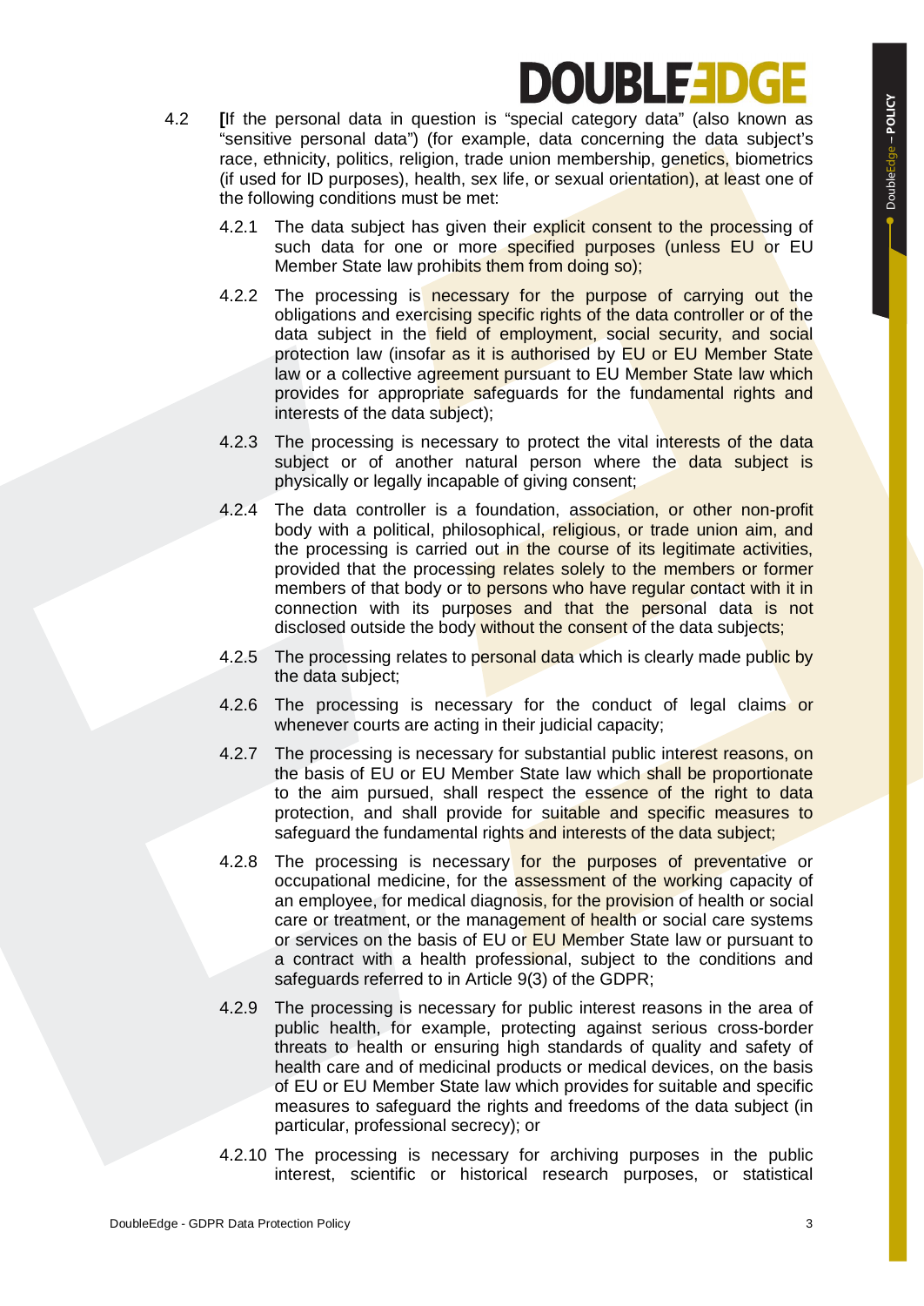4.2 [If the personal data in question is "special category data" (also known as "sensitive personal data") (for example, data concerning the data subject's race, ethnicity, politics, religion, trade union membership, genetics, biometrics (if used for ID purposes), health, sex life, or sexual orientation), at least one of the following conditions must be met:

4.2.1 The data subject has given their explicit consent to the processing of such data for one or more specified purposes (unless EU or EU Member State law prohibits them from doing so);

4.2.2 The processing is necessary for the purpose of carrying out the obligations and exercising specific rights of the data controller or of the data subject in the field of employment, social security, and social protection law (insofar as it is authorised by EU or EU Member State law or a collective agreement pursuant to EU Member State law which provides for appropriate safeguards for the fundamental rights and interests of the data subject);

4.2.3 The processing is necessary to protect the vital interests of the data subject or of another natural person where the data subject is physically or legally incapable of giving consent;

4.2.4 The data controller is a foundation, association, or other non-profit body with a political, philosophical, religious, or trade union aim, and the processing is carried out in the course of its legitimate activities, provided that the processing relates solely to the members or former members of that body or to persons who have regular contact with it in connection with its purposes and that the personal data is not disclosed outside the body without the consent of the data subjects;

4.2.5 The processing relates to personal data which is clearly made public by the data subject;

4.2.6 The processing is necessary for the conduct of legal claims or whenever courts are acting in their judicial capacity;

4.2.7 The processing is necessary for substantial public interest reasons, on the basis of EU or EU Member State law which shall be proportionate to the aim pursued, shall respect the essence of the right to data protection, and shall provide for suitable and specific measures to safeguard the fundamental rights and interests of the data subject;

4.2.8 The processing is necessary for the purposes of preventative or occupational medicine, for the assessment of the working capacity of an employee, for medical diagnosis, for the provision of health or social care or treatment, or the management of health or social care systems or services on the basis of EU or EU Member State law or pursuant to a contract with a health professional, subject to the conditions and safeguards referred to in Article 9(3) of the GDPR;

4.2.9 The processing is necessary for public interest reasons in the area of public health, for example, protecting against serious cross-border threats to health or ensuring high standards of quality and safety of health care and of medicinal products or medical devices, on the basis of EU or EU Member State law which provides for suitable and specific measures to safeguard the rights and freedoms of the data subject (in particular, professional secrecy); or

4.2.10 The processing is necessary for archiving purposes in the public interest, scientific or historical research purposes, or statistical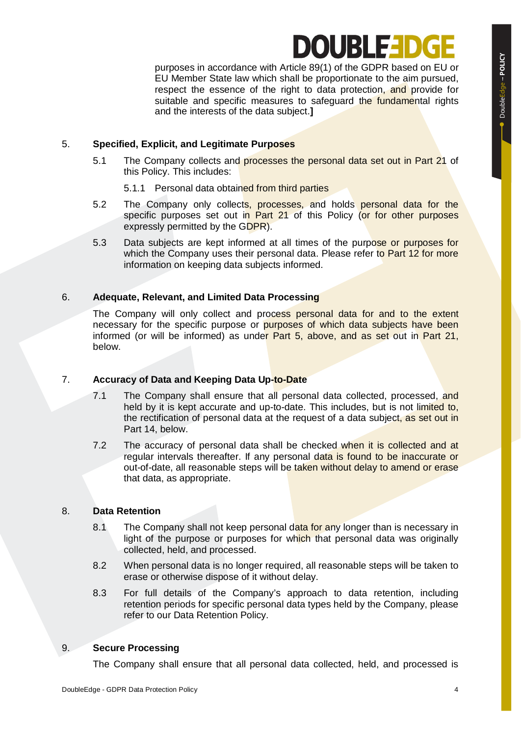purposes in accordance with Article 89(1) of the GDPR based on EU or EU Member State law which shall be proportionate to the aim pursued, respect the essence of the right to data protection, and provide for suitable and specific measures to safeguard the fundamental rights and the interests of the data subject.**]**

## 5. Specified, Explicit, and Legitimate Purposes

5.1 The Company collects and processes the personal data set out in Part 21 of this Policy. This includes:

5.1.1 Personal data obtained from third parties

5.2 The Company only collects, processes, and holds personal data for the specific purposes set out in Part 21 of this Policy (or for other purposes expressly permitted by the GDPR).

5.3 Data subjects are kept informed at all times of the purpose or purposes for which the Company uses their personal data. Please refer to Part 12 for more information on keeping data subjects informed.

## 6. Adequate, Relevant, and Limited Data Processing

The Company will only collect and process personal data for and to the extent necessary for the specific purpose or purposes of which data subjects have been informed (or will be informed) as under Part 5, above, and as set out in Part 21, below.

## 7. Accuracy of Data and Keeping Data Up-to-Date

7.1 The Company shall ensure that all personal data collected, processed, and held by it is kept accurate and up-to-date. This includes, but is not limited to, the rectification of personal data at the request of a data subject, as set out in Part 14, below.

7.2 The accuracy of personal data shall be checked when it is collected and at regular intervals thereafter. If any personal data is found to be inaccurate or out-of-date, all reasonable steps will be taken without delay to amend or erase that data, as appropriate.

## 8. Data Retention

8.1 The Company shall not keep personal data for any longer than is necessary in light of the purpose or purposes for which that personal data was originally collected, held, and processed.

8.2 When personal data is no longer required, all reasonable steps will be taken to erase or otherwise dispose of it without delay.

8.3 For full details of the Company's approach to data retention, including retention periods for specific personal data types held by the Company, please refer to our Data Retention Policy.

## 9. Secure Processing

The Company shall ensure that all personal data collected, held, and processed is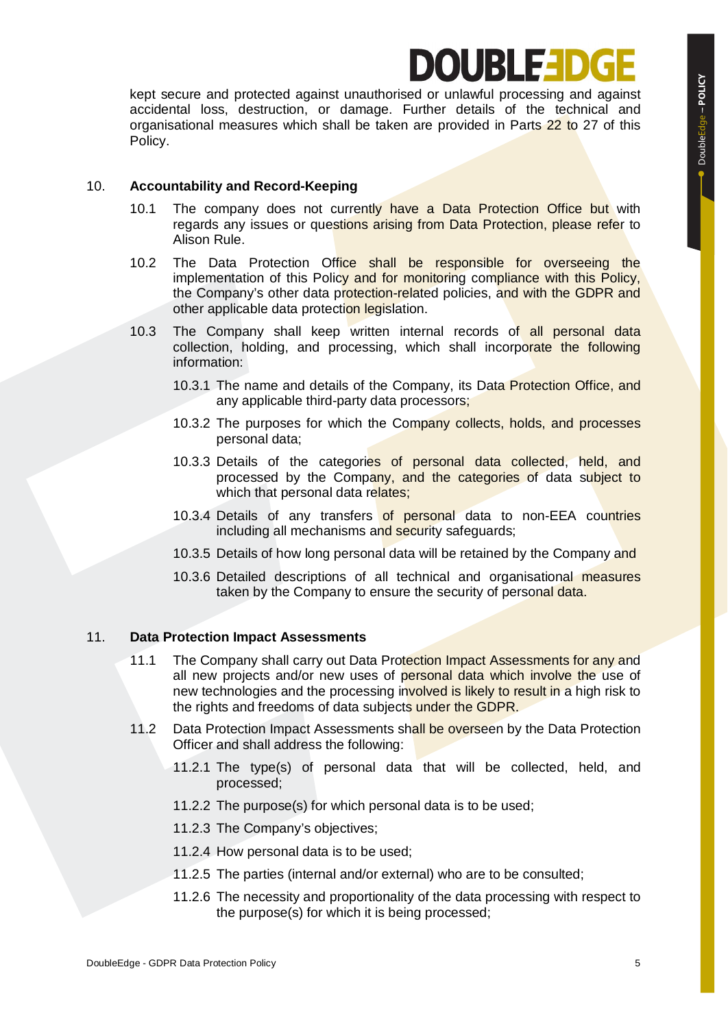kept secure and protected against unauthorised or unlawful processing and against accidental loss, destruction, or damage. Further details of the technical and organisational measures which shall be taken are provided in Parts 22 to 27 of this Policy.

## 10. Accountability and Record-Keeping

10.1 The company does not currently have a Data Protection Office but with regards any issues or questions arising from Data Protection, please refer to Alison Rule.

10.2 The Data Protection Office shall be responsible for overseeing the implementation of this Policy and for monitoring compliance with this Policy, the Company's other data protection-related policies, and with the GDPR and other applicable data protection legislation.

10.3 The Company shall keep written internal records of all personal data collection, holding, and processing, which shall incorporate the following information:

10.3.1 The name and details of the Company, its Data Protection Office, and any applicable third-party data processors;

10.3.2 The purposes for which the Company collects, holds, and processes personal data;

10.3.3 Details of the categories of personal data collected, held, and processed by the Company, and the categories of data subject to which that personal data relates;

10.3.4 Details of any transfers of personal data to non-EEA countries including all mechanisms and security safeguards;

10.3.5 Details of how long personal data will be retained by the Company and

10.3.6 Detailed descriptions of all technical and organisational measures taken by the Company to ensure the security of personal data.

## 11. Data Protection Impact Assessments

11.1 The Company shall carry out Data Protection Impact Assessments for any and all new projects and/or new uses of personal data which involve the use of new technologies and the processing involved is likely to result in a high risk to the rights and freedoms of data subjects under the GDPR.

11.2 Data Protection Impact Assessments shall be overseen by the Data Protection Officer and shall address the following:

11.2.1 The type(s) of personal data that will be collected, held, and processed;

11.2.2 The purpose(s) for which personal data is to be used;

11.2.3 The Company's objectives;

11.2.4 How personal data is to be used;

11.2.5 The parties (internal and/or external) who are to be consulted;

11.2.6 The necessity and proportionality of the data processing with respect to the purpose(s) for which it is being processed;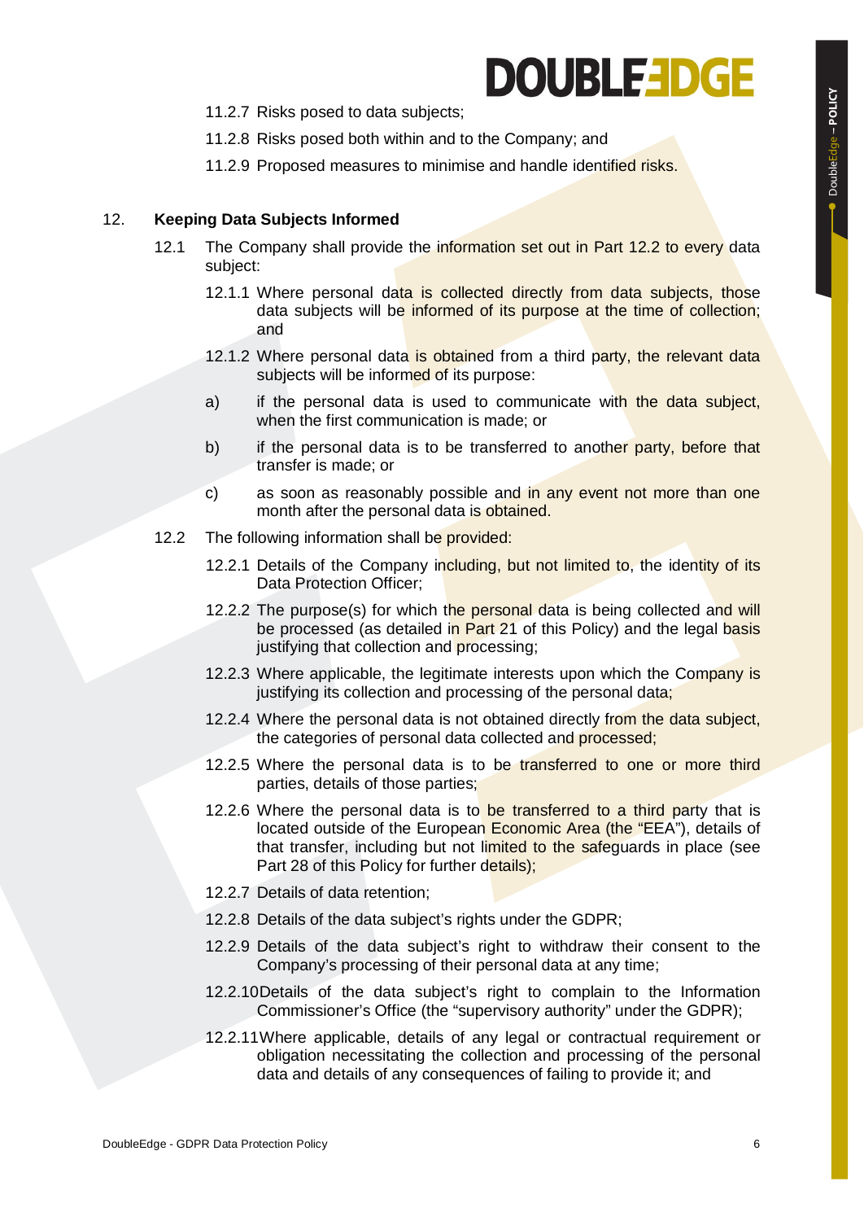11.2.7 Risks posed to data subjects;

11.2.8 Risks posed both within and to the Company; and

11.2.9 Proposed measures to minimise and handle identified risks.

## 12. Keeping Data Subjects Informed

12.1 The Company shall provide the information set out in Part 12.2 to every data subject:

12.1.1 Where personal data is collected directly from data subjects, those data subjects will be informed of its purpose at the time of collection; and

12.1.2 Where personal data is obtained from a third party, the relevant data subjects will be informed of its purpose:

a) if the personal data is used to communicate with the data subject, when the first communication is made; or

b) if the personal data is to be transferred to another party, before that transfer is made; or

c) as soon as reasonably possible and in any event not more than one month after the personal data is obtained.

12.2 The following information shall be provided:

12.2.1 Details of the Company including, but not limited to, the identity of its Data Protection Officer;

12.2.2 The purpose(s) for which the personal data is being collected and will be processed (as detailed in Part 21 of this Policy) and the legal basis justifying that collection and processing;

12.2.3 Where applicable, the legitimate interests upon which the Company is justifying its collection and processing of the personal data;

12.2.4 Where the personal data is not obtained directly from the data subject, the categories of personal data collected and processed;

12.2.5 Where the personal data is to be transferred to one or more third parties, details of those parties;

12.2.6 Where the personal data is to be transferred to a third party that is located outside of the European Economic Area (the "EEA"), details of that transfer, including but not limited to the safeguards in place (see Part 28 of this Policy for further details);

12.2.7 Details of data retention;

12.2.8 Details of the data subject's rights under the GDPR;

12.2.9 Details of the data subject's right to withdraw their consent to the Company's processing of their personal data at any time;

12.2.10 Details of the data subject's right to complain to the Information Commissioner's Office (the "supervisory authority" under the GDPR);

12.2.11 Where applicable, details of any legal or contractual requirement or obligation necessitating the collection and processing of the personal data and details of any consequences of failing to provide it; and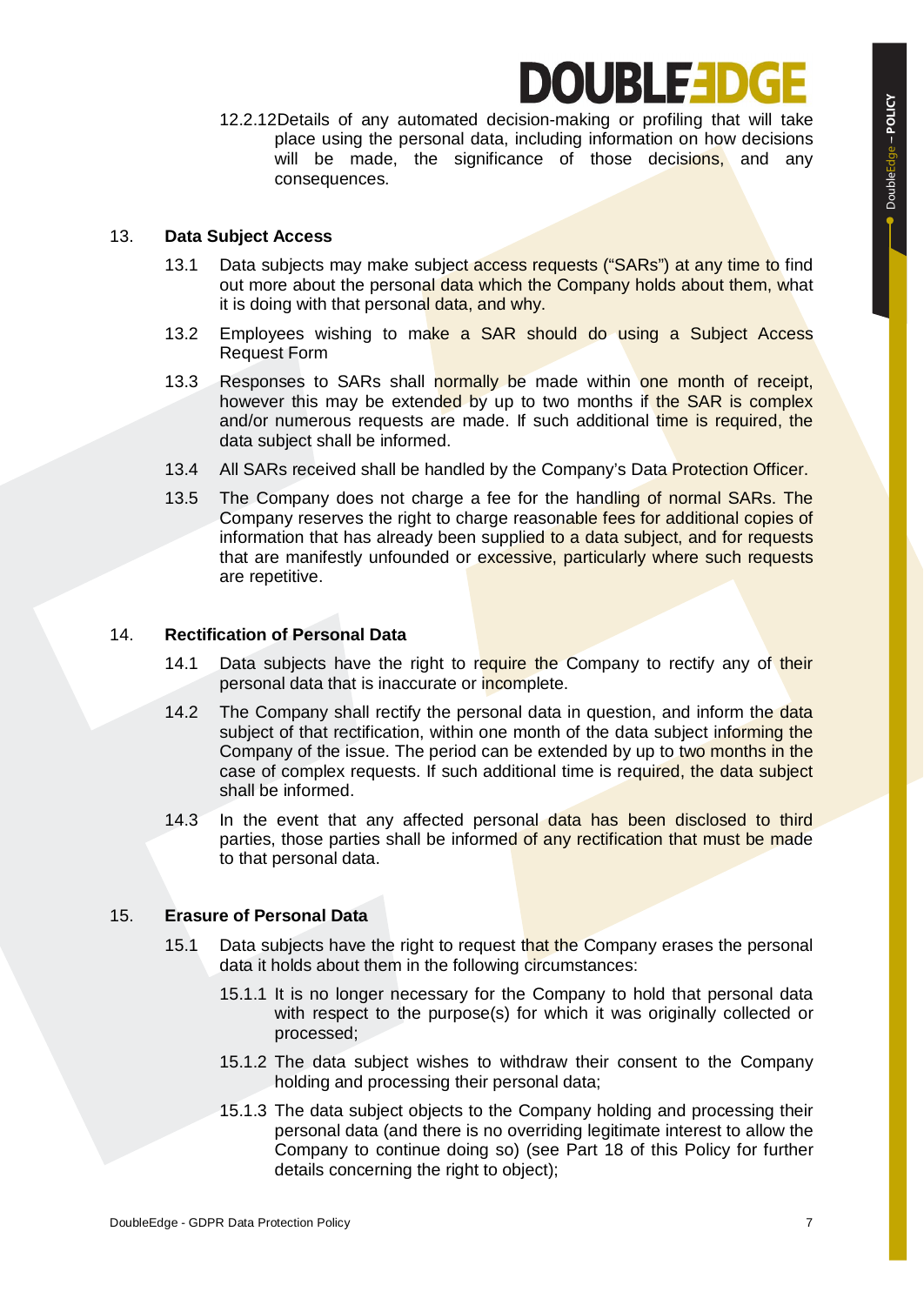12.2.12 Details of any automated decision-making or profiling that will take place using the personal data, including information on how decisions will be made, the significance of those decisions, and any consequences.

## 13. Data Subject Access

13.1 Data subjects may make subject access requests ("SARs") at any time to find out more about the personal data which the Company holds about them, what it is doing with that personal data, and why.

13.2 Employees wishing to make a SAR should do using a Subject Access Request Form

13.3 Responses to SARs shall normally be made within one month of receipt, however this may be extended by up to two months if the SAR is complex and/or numerous requests are made. If such additional time is required, the data subject shall be informed.

13.4 All SARs received shall be handled by the Company's Data Protection Officer.

13.5 The Company does not charge a fee for the handling of normal SARs. The Company reserves the right to charge reasonable fees for additional copies of information that has already been supplied to a data subject, and for requests that are manifestly unfounded or excessive, particularly where such requests are repetitive.

## 14. Rectification of Personal Data

14.1 Data subjects have the right to require the Company to rectify any of their personal data that is inaccurate or incomplete.

14.2 The Company shall rectify the personal data in question, and inform the data subject of that rectification, within one month of the data subject informing the Company of the issue. The period can be extended by up to two months in the case of complex requests. If such additional time is required, the data subject shall be informed.

14.3 In the event that any affected personal data has been disclosed to third parties, those parties shall be informed of any rectification that must be made to that personal data.

## 15. Erasure of Personal Data

15.1 Data subjects have the right to request that the Company erases the personal data it holds about them in the following circumstances:

15.1.1 It is no longer necessary for the Company to hold that personal data with respect to the purpose(s) for which it was originally collected or processed;

15.1.2 The data subject wishes to withdraw their consent to the Company holding and processing their personal data;

15.1.3 The data subject objects to the Company holding and processing their personal data (and there is no overriding legitimate interest to allow the Company to continue doing so) (see Part 18 of this Policy for further details concerning the right to object);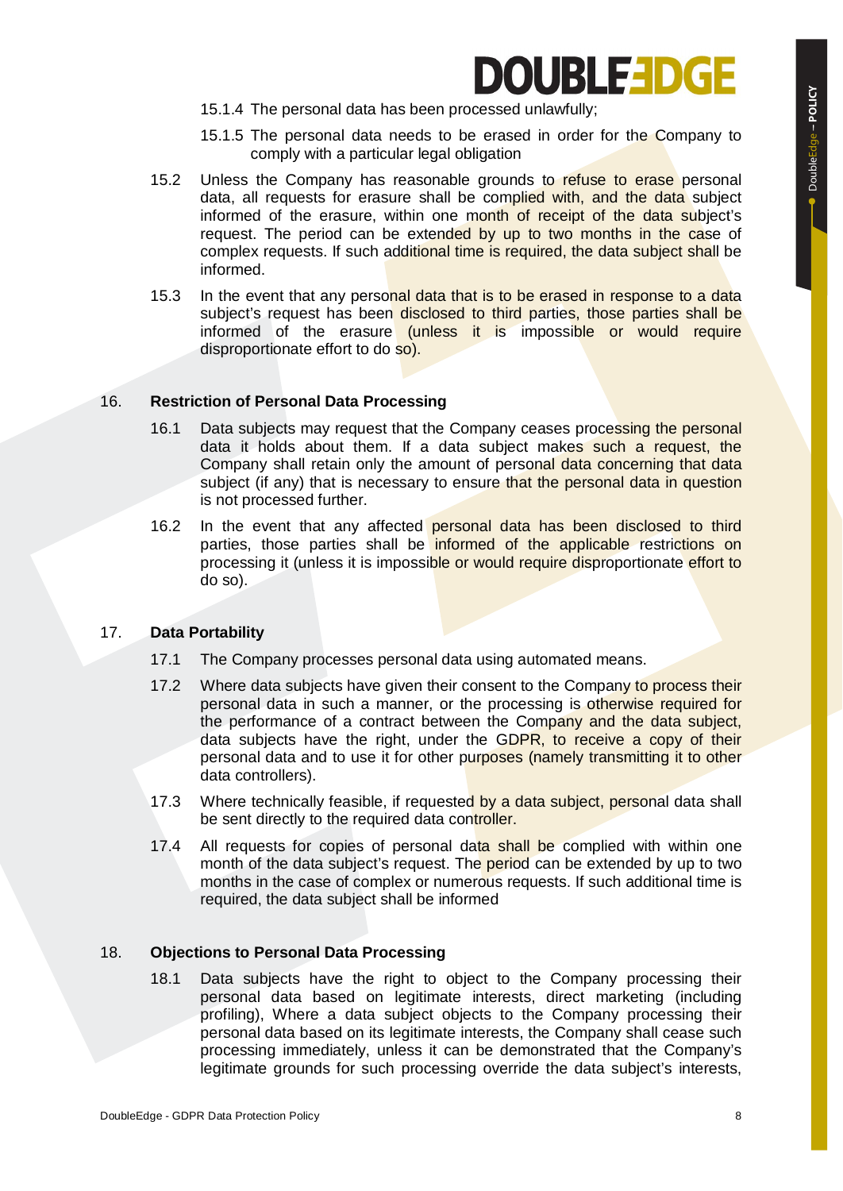15.1.4 The personal data has been processed unlawfully;

15.1.5 The personal data needs to be erased in order for the Company to comply with a particular legal obligation

15.2 Unless the Company has reasonable grounds to refuse to erase personal data, all requests for erasure shall be complied with, and the data subject informed of the erasure, within one month of receipt of the data subject's request. The period can be extended by up to two months in the case of complex requests. If such additional time is required, the data subject shall be informed.

15.3 In the event that any personal data that is to be erased in response to a data subject's request has been disclosed to third parties, those parties shall be informed of the erasure (unless it is impossible or would require disproportionate effort to do so).

## 16. Restriction of Personal Data Processing

16.1 Data subjects may request that the Company ceases processing the personal data it holds about them. If a data subject makes such a request, the Company shall retain only the amount of personal data concerning that data subject (if any) that is necessary to ensure that the personal data in question is not processed further.

16.2 In the event that any affected personal data has been disclosed to third parties, those parties shall be informed of the applicable restrictions on processing it (unless it is impossible or would require disproportionate effort to do so).

## 17. Data Portability

17.1 The Company processes personal data using automated means.

17.2 Where data subjects have given their consent to the Company to process their personal data in such a manner, or the processing is otherwise required for the performance of a contract between the Company and the data subject, data subjects have the right, under the GDPR, to receive a copy of their personal data and to use it for other purposes (namely transmitting it to other data controllers).

17.3 Where technically feasible, if requested by a data subject, personal data shall be sent directly to the required data controller.

17.4 All requests for copies of personal data shall be complied with within one month of the data subject's request. The period can be extended by up to two months in the case of complex or numerous requests. If such additional time is required, the data subject shall be informed

## 18. Objections to Personal Data Processing

18.1 Data subjects have the right to object to the Company processing their personal data based on legitimate interests, direct marketing (including profiling), Where a data subject objects to the Company processing their personal data based on its legitimate interests, the Company shall cease such processing immediately, unless it can be demonstrated that the Company's legitimate grounds for such processing override the data subject's interests,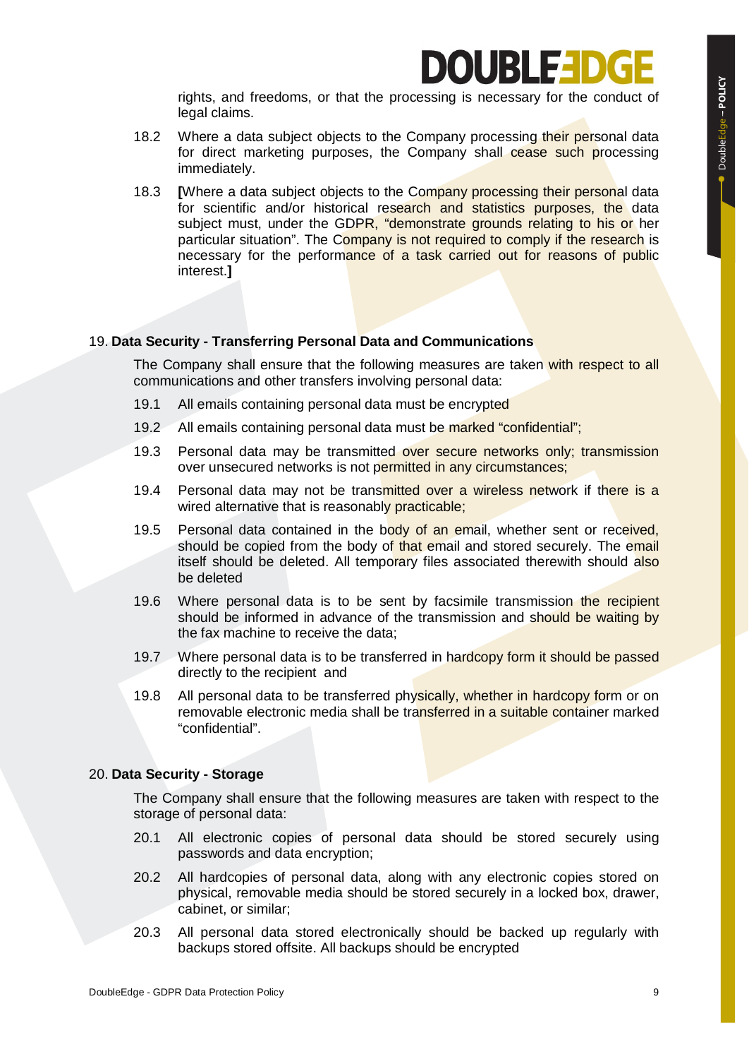rights, and freedoms, or that the processing is necessary for the conduct of legal claims.

18.2 Where a data subject objects to the Company processing their personal data for direct marketing purposes, the Company shall cease such processing immediately.

18.3 **[**Where a data subject objects to the Company processing their personal data for scientific and/or historical research and statistics purposes, the data subject must, under the GDPR, "demonstrate grounds relating to his or her particular situation". The Company is not required to comply if the research is necessary for the performance of a task carried out for reasons of public interest.**]**

## 19. Data Security - Transferring Personal Data and Communications

The Company shall ensure that the following measures are taken with respect to all communications and other transfers involving personal data:

19.1 All emails containing personal data must be encrypted

19.2 All emails containing personal data must be marked "confidential";

19.3 Personal data may be transmitted over secure networks only; transmission over unsecured networks is not permitted in any circumstances;

19.4 Personal data may not be transmitted over a wireless network if there is a wired alternative that is reasonably practicable;

19.5 Personal data contained in the body of an email, whether sent or received, should be copied from the body of that email and stored securely. The email itself should be deleted. All temporary files associated therewith should also be deleted

19.6 Where personal data is to be sent by facsimile transmission the recipient should be informed in advance of the transmission and should be waiting by the fax machine to receive the data;

19.7 Where personal data is to be transferred in hardcopy form it should be passed directly to the recipient and

19.8 All personal data to be transferred physically, whether in hardcopy form or on removable electronic media shall be transferred in a suitable container marked "confidential".

## 20. Data Security - Storage

The Company shall ensure that the following measures are taken with respect to the storage of personal data:

20.1 All electronic copies of personal data should be stored securely using passwords and data encryption;

20.2 All hardcopies of personal data, along with any electronic copies stored on physical, removable media should be stored securely in a locked box, drawer, cabinet, or similar;

20.3 All personal data stored electronically should be backed up regularly with backups stored offsite. All backups should be encrypted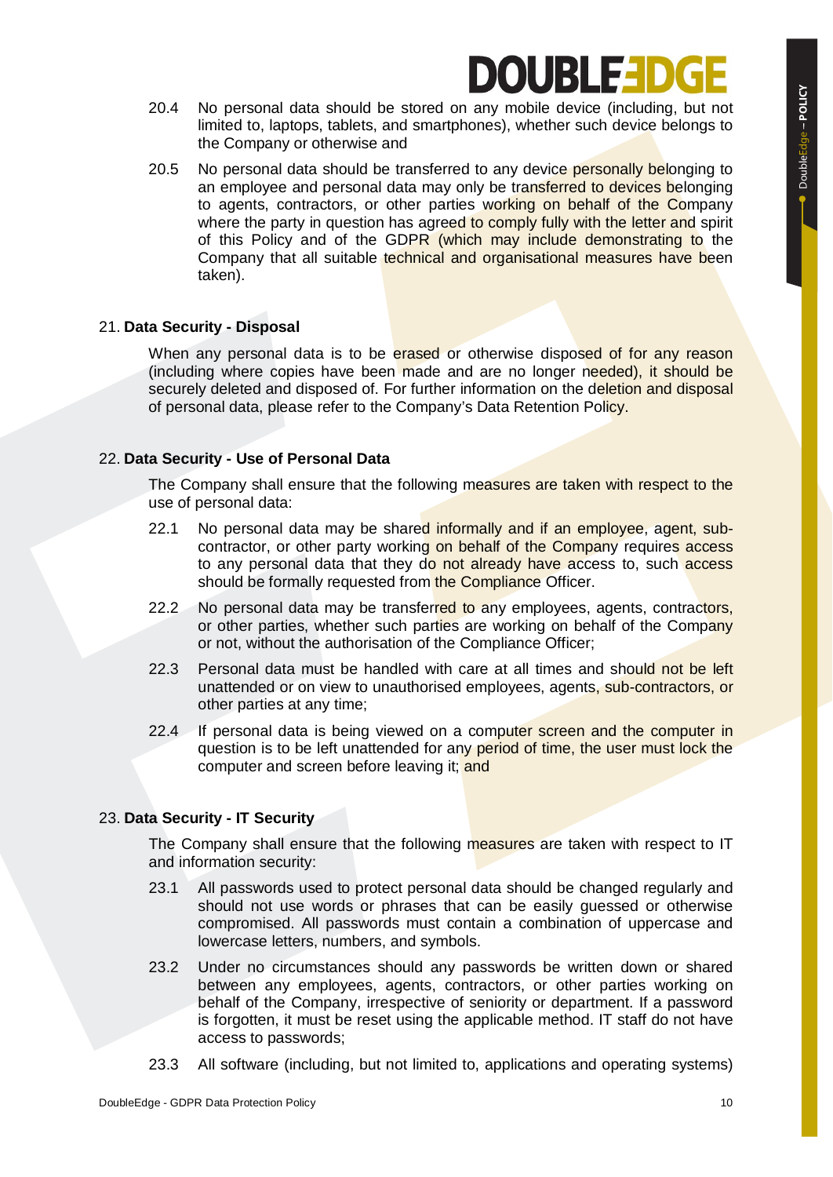20.4 No personal data should be stored on any mobile device (including, but not limited to, laptops, tablets, and smartphones), whether such device belongs to the Company or otherwise and

20.5 No personal data should be transferred to any device personally belonging to an employee and personal data may only be transferred to devices belonging to agents, contractors, or other parties working on behalf of the Company where the party in question has agreed to comply fully with the letter and spirit of this Policy and of the GDPR (which may include demonstrating to the Company that all suitable technical and organisational measures have been taken).

## 21. Data Security - Disposal

When any personal data is to be erased or otherwise disposed of for any reason (including where copies have been made and are no longer needed), it should be securely deleted and disposed of. For further information on the deletion and disposal of personal data, please refer to the Company's Data Retention Policy.

## 22. Data Security - Use of Personal Data

The Company shall ensure that the following measures are taken with respect to the use of personal data:

22.1 No personal data may be shared informally and if an employee, agent, sub-contractor, or other party working on behalf of the Company requires access to any personal data that they do not already have access to, such access should be formally requested from the Compliance Officer.

22.2 No personal data may be transferred to any employees, agents, contractors, or other parties, whether such parties are working on behalf of the Company or not, without the authorisation of the Compliance Officer;

22.3 Personal data must be handled with care at all times and should not be left unattended or on view to unauthorised employees, agents, sub-contractors, or other parties at any time;

22.4 If personal data is being viewed on a computer screen and the computer in question is to be left unattended for any period of time, the user must lock the computer and screen before leaving it; and

## 23. Data Security - IT Security

The Company shall ensure that the following measures are taken with respect to IT and information security:

23.1 All passwords used to protect personal data should be changed regularly and should not use words or phrases that can be easily guessed or otherwise compromised. All passwords must contain a combination of uppercase and lowercase letters, numbers, and symbols.

23.2 Under no circumstances should any passwords be written down or shared between any employees, agents, contractors, or other parties working on behalf of the Company, irrespective of seniority or department. If a password is forgotten, it must be reset using the applicable method. IT staff do not have access to passwords;

23.3 All software (including, but not limited to, applications and operating systems)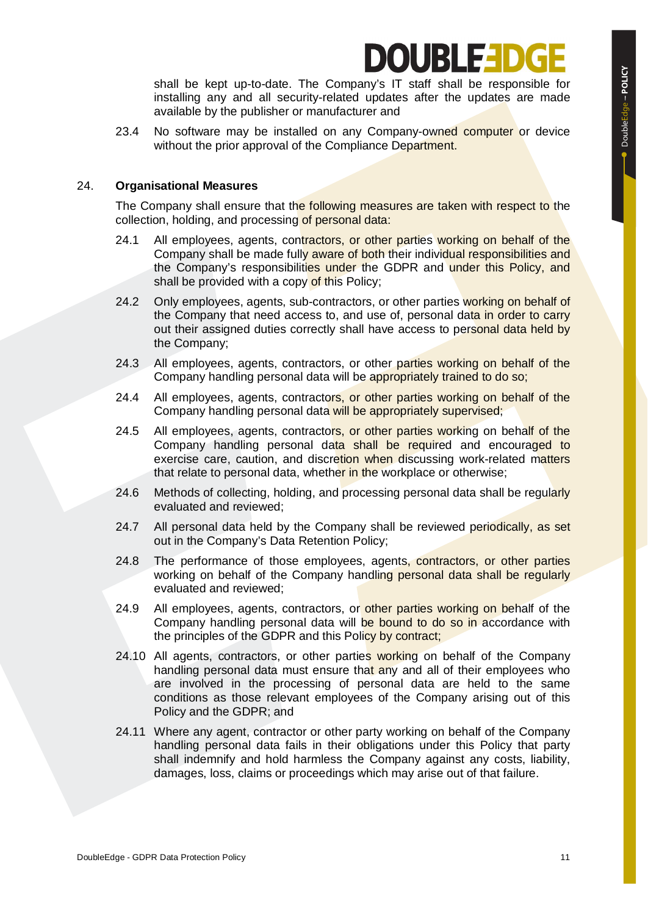shall be kept up-to-date. The Company's IT staff shall be responsible for installing any and all security-related updates after the updates are made available by the publisher or manufacturer and

23.4 No software may be installed on any Company-owned computer or device without the prior approval of the Compliance Department.

## 24. Organisational Measures

The Company shall ensure that the following measures are taken with respect to the collection, holding, and processing of personal data:

24.1 All employees, agents, contractors, or other parties working on behalf of the Company shall be made fully aware of both their individual responsibilities and the Company's responsibilities under the GDPR and under this Policy, and shall be provided with a copy of this Policy;

24.2 Only employees, agents, sub-contractors, or other parties working on behalf of the Company that need access to, and use of, personal data in order to carry out their assigned duties correctly shall have access to personal data held by the Company;

24.3 All employees, agents, contractors, or other parties working on behalf of the Company handling personal data will be appropriately trained to do so;

24.4 All employees, agents, contractors, or other parties working on behalf of the Company handling personal data will be appropriately supervised;

24.5 All employees, agents, contractors, or other parties working on behalf of the Company handling personal data shall be required and encouraged to exercise care, caution, and discretion when discussing work-related matters that relate to personal data, whether in the workplace or otherwise;

24.6 Methods of collecting, holding, and processing personal data shall be regularly evaluated and reviewed;

24.7 All personal data held by the Company shall be reviewed periodically, as set out in the Company's Data Retention Policy;

24.8 The performance of those employees, agents, contractors, or other parties working on behalf of the Company handling personal data shall be regularly evaluated and reviewed;

24.9 All employees, agents, contractors, or other parties working on behalf of the Company handling personal data will be bound to do so in accordance with the principles of the GDPR and this Policy by contract;

24.10 All agents, contractors, or other parties working on behalf of the Company handling personal data must ensure that any and all of their employees who are involved in the processing of personal data are held to the same conditions as those relevant employees of the Company arising out of this Policy and the GDPR; and

24.11 Where any agent, contractor or other party working on behalf of the Company handling personal data fails in their obligations under this Policy that party shall indemnify and hold harmless the Company against any costs, liability, damages, loss, claims or proceedings which may arise out of that failure.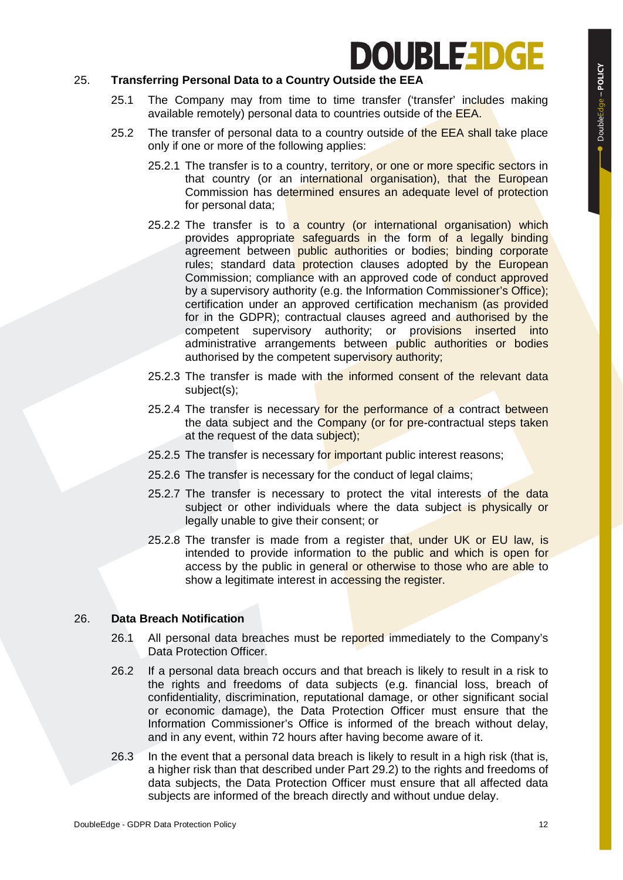## 25. Transferring Personal Data to a Country Outside the EEA

25.1 The Company may from time to time transfer ('transfer' includes making available remotely) personal data to countries outside of the EEA.

25.2 The transfer of personal data to a country outside of the EEA shall take place only if one or more of the following applies:

25.2.1 The transfer is to a country, territory, or one or more specific sectors in that country (or an international organisation), that the European Commission has determined ensures an adequate level of protection for personal data;

25.2.2 The transfer is to a country (or international organisation) which provides appropriate safeguards in the form of a legally binding agreement between public authorities or bodies; binding corporate rules; standard data protection clauses adopted by the European Commission; compliance with an approved code of conduct approved by a supervisory authority (e.g. the Information Commissioner's Office); certification under an approved certification mechanism (as provided for in the GDPR); contractual clauses agreed and authorised by the competent supervisory authority; or provisions inserted into administrative arrangements between public authorities or bodies authorised by the competent supervisory authority;

25.2.3 The transfer is made with the informed consent of the relevant data subject(s);

25.2.4 The transfer is necessary for the performance of a contract between the data subject and the Company (or for pre-contractual steps taken at the request of the data subject);

25.2.5 The transfer is necessary for important public interest reasons;

25.2.6 The transfer is necessary for the conduct of legal claims;

25.2.7 The transfer is necessary to protect the vital interests of the data subject or other individuals where the data subject is physically or legally unable to give their consent; or

25.2.8 The transfer is made from a register that, under UK or EU law, is intended to provide information to the public and which is open for access by the public in general or otherwise to those who are able to show a legitimate interest in accessing the register.

## 26. Data Breach Notification

26.1 All personal data breaches must be reported immediately to the Company's Data Protection Officer.

26.2 If a personal data breach occurs and that breach is likely to result in a risk to the rights and freedoms of data subjects (e.g. financial loss, breach of confidentiality, discrimination, reputational damage, or other significant social or economic damage), the Data Protection Officer must ensure that the Information Commissioner's Office is informed of the breach without delay, and in any event, within 72 hours after having become aware of it.

26.3 In the event that a personal data breach is likely to result in a high risk (that is, a higher risk than that described under Part 29.2) to the rights and freedoms of data subjects, the Data Protection Officer must ensure that all affected data subjects are informed of the breach directly and without undue delay.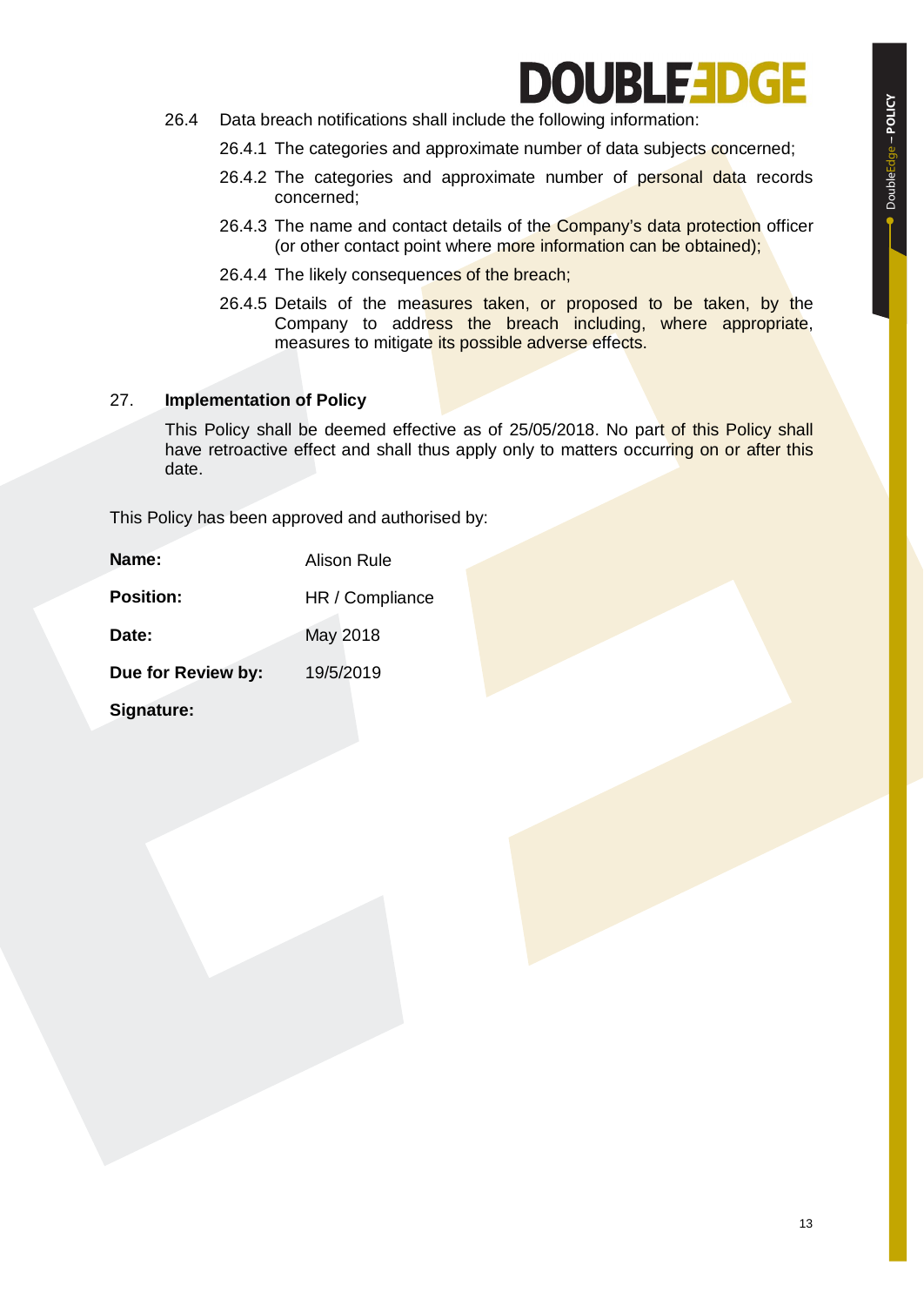26.4 Data breach notifications shall include the following information:

26.4.1 The categories and approximate number of data subjects concerned;

26.4.2 The categories and approximate number of personal data records concerned;

26.4.3 The name and contact details of the Company's data protection officer (or other contact point where more information can be obtained);

26.4.4 The likely consequences of the breach;

26.4.5 Details of the measures taken, or proposed to be taken, by the Company to address the breach including, where appropriate, measures to mitigate its possible adverse effects.

## 27. Implementation of Policy

This Policy shall be deemed effective as of 25/05/2018. No part of this Policy shall have retroactive effect and shall thus apply only to matters occurring on or after this date.

This Policy has been approved and authorised by:

| | |
|---|---|
| **Name:** | Alison Rule |
| **Position:** | HR / Compliance |
| **Date:** | May 2018 |
| **Due for Review by:** | 19/5/2019 |
| **Signature:** | |